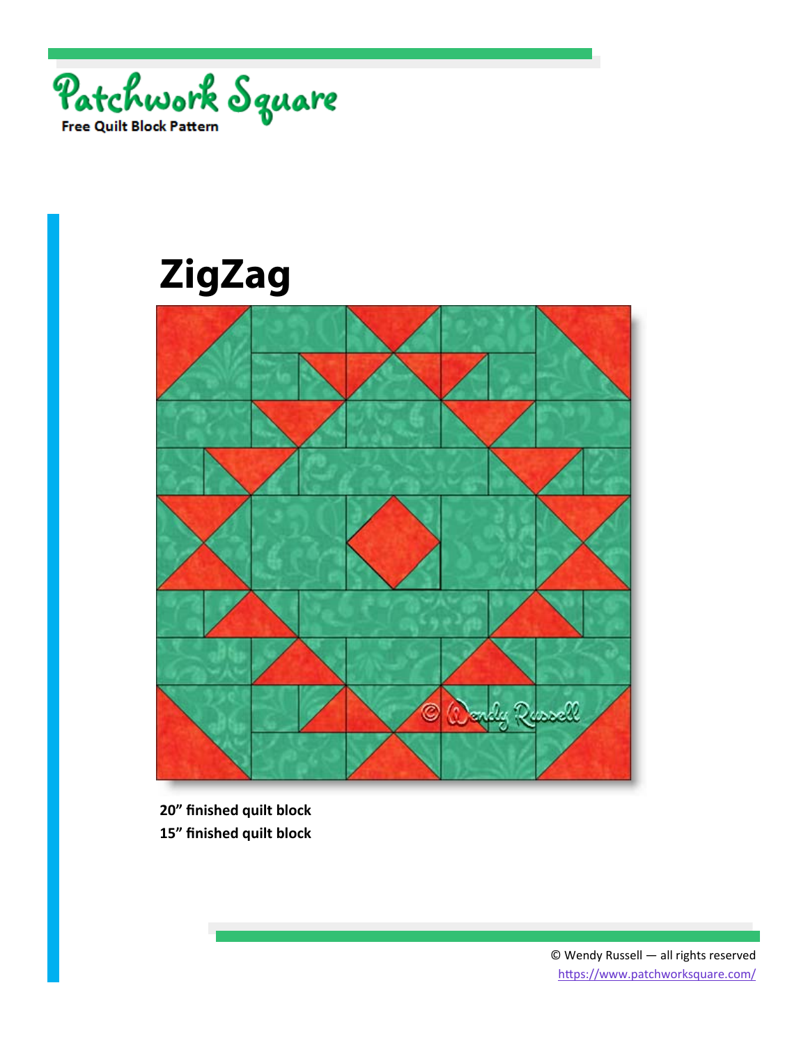Patchwork Square

Free Quilt Block Pattern

# ZigZag

**20” finished quilt block**
**15” finished quilt block**

© Wendy Russell — all rights reserved
https://www.patchworksquare.com/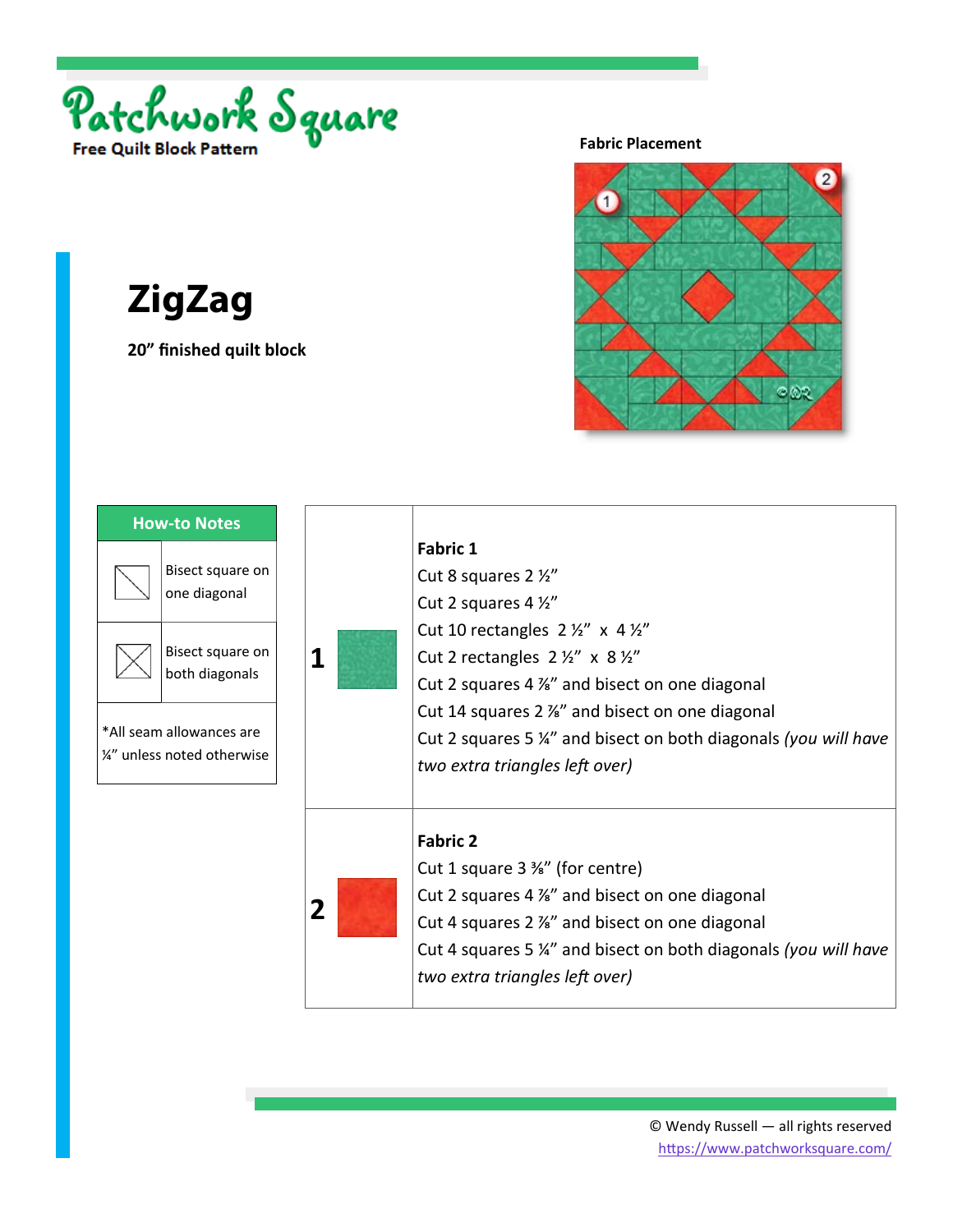Patchwork Square

**Free Quilt Block Pattern**

# ZigZag

**20” finished quilt block**

**Fabric Placement**

| How-to Notes | |
|---|---|
| | Bisect square on one diagonal |
| | Bisect square on both diagonals |
| *All seam allowances are ¼” unless noted otherwise | |

| | |
|---|---|
| **1** | **Fabric 1**<br>Cut 8 squares 2 ½”<br>Cut 2 squares 4 ½”<br>Cut 10 rectangles 2 ½” x 4 ½”<br>Cut 2 rectangles 2 ½” x 8 ½”<br>Cut 2 squares 4 ⅞” and bisect on one diagonal<br>Cut 14 squares 2 ⅞” and bisect on one diagonal<br>Cut 2 squares 5 ¼” and bisect on both diagonals *(you will have two extra triangles left over)* |
| **2** | **Fabric 2**<br>Cut 1 square 3 ⅜” (for centre)<br>Cut 2 squares 4 ⅞” and bisect on one diagonal<br>Cut 4 squares 2 ⅞” and bisect on one diagonal<br>Cut 4 squares 5 ¼” and bisect on both diagonals *(you will have two extra triangles left over)* |

© Wendy Russell — all rights reserved
https://www.patchworksquare.com/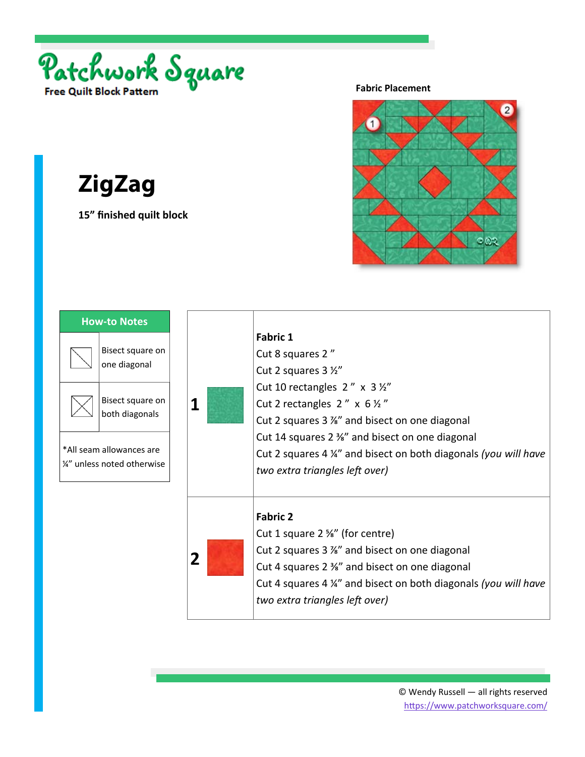Patchwork Square

Free Quilt Block Pattern

# ZigZag

**15” finished quilt block**

**Fabric Placement**

| How-to Notes | |
|---|---|
| | Bisect square on one diagonal |
| | Bisect square on both diagonals |
| *All seam allowances are ¼” unless noted otherwise | |

| | |
|---|---|
| **1** | **Fabric 1**<br>Cut 8 squares 2 ”<br>Cut 2 squares 3 ½”<br>Cut 10 rectangles 2 ” x 3 ½”<br>Cut 2 rectangles 2 ” x 6 ½ ”<br>Cut 2 squares 3 ⅞” and bisect on one diagonal<br>Cut 14 squares 2 ⅜” and bisect on one diagonal<br>Cut 2 squares 4 ¼” and bisect on both diagonals *(you will have two extra triangles left over)* |
| **2** | **Fabric 2**<br>Cut 1 square 2 ⅝” (for centre)<br>Cut 2 squares 3 ⅞” and bisect on one diagonal<br>Cut 4 squares 2 ⅜” and bisect on one diagonal<br>Cut 4 squares 4 ¼” and bisect on both diagonals *(you will have two extra triangles left over)* |

© Wendy Russell — all rights reserved
https://www.patchworksquare.com/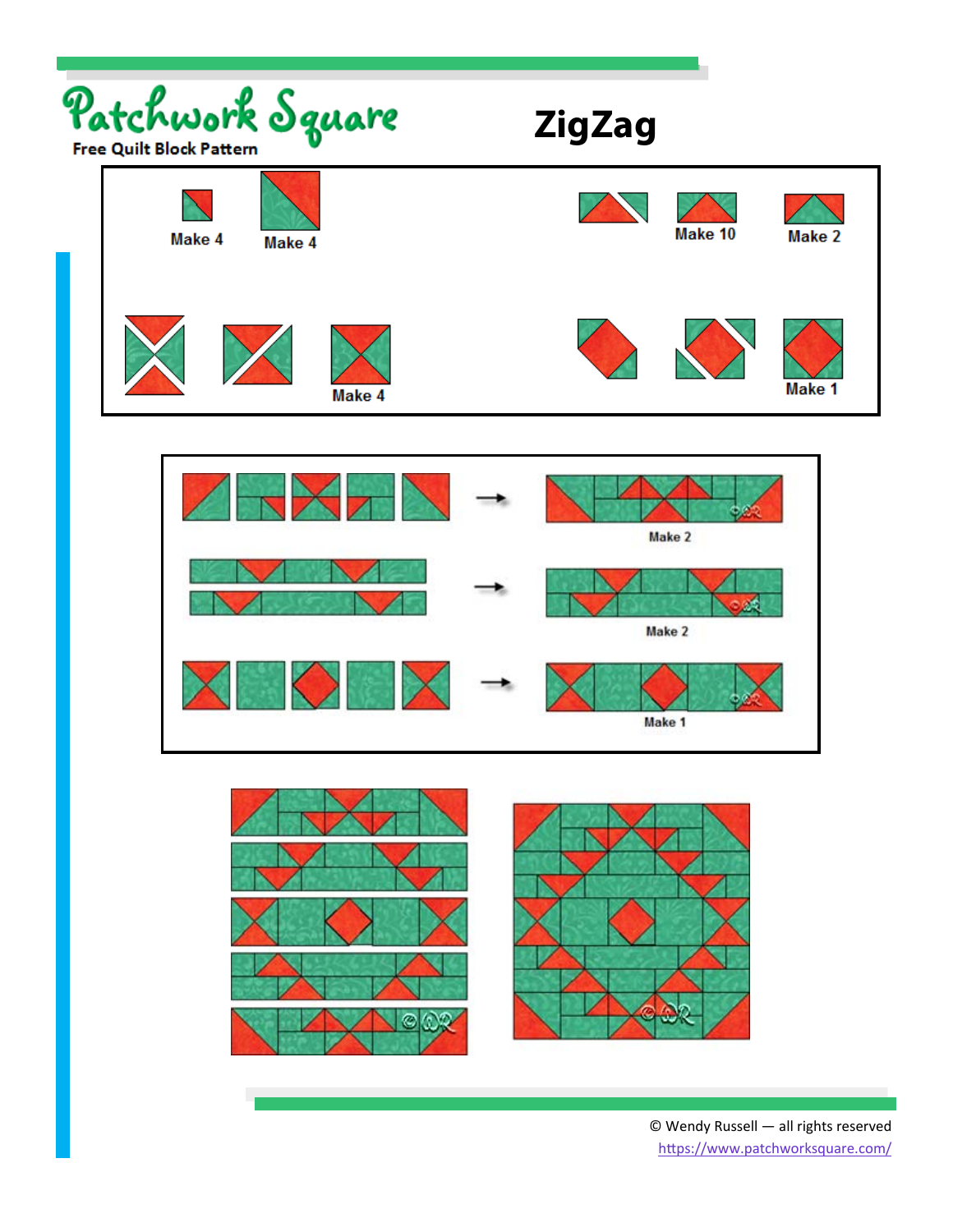Patchwork Square

Free Quilt Block Pattern

# ZigZag

Make 4

Make 4

Make 10

Make 2

Make 4

Make 1

Make 2

Make 2

Make 1

© Wendy Russell — all rights reserved
https://www.patchworksquare.com/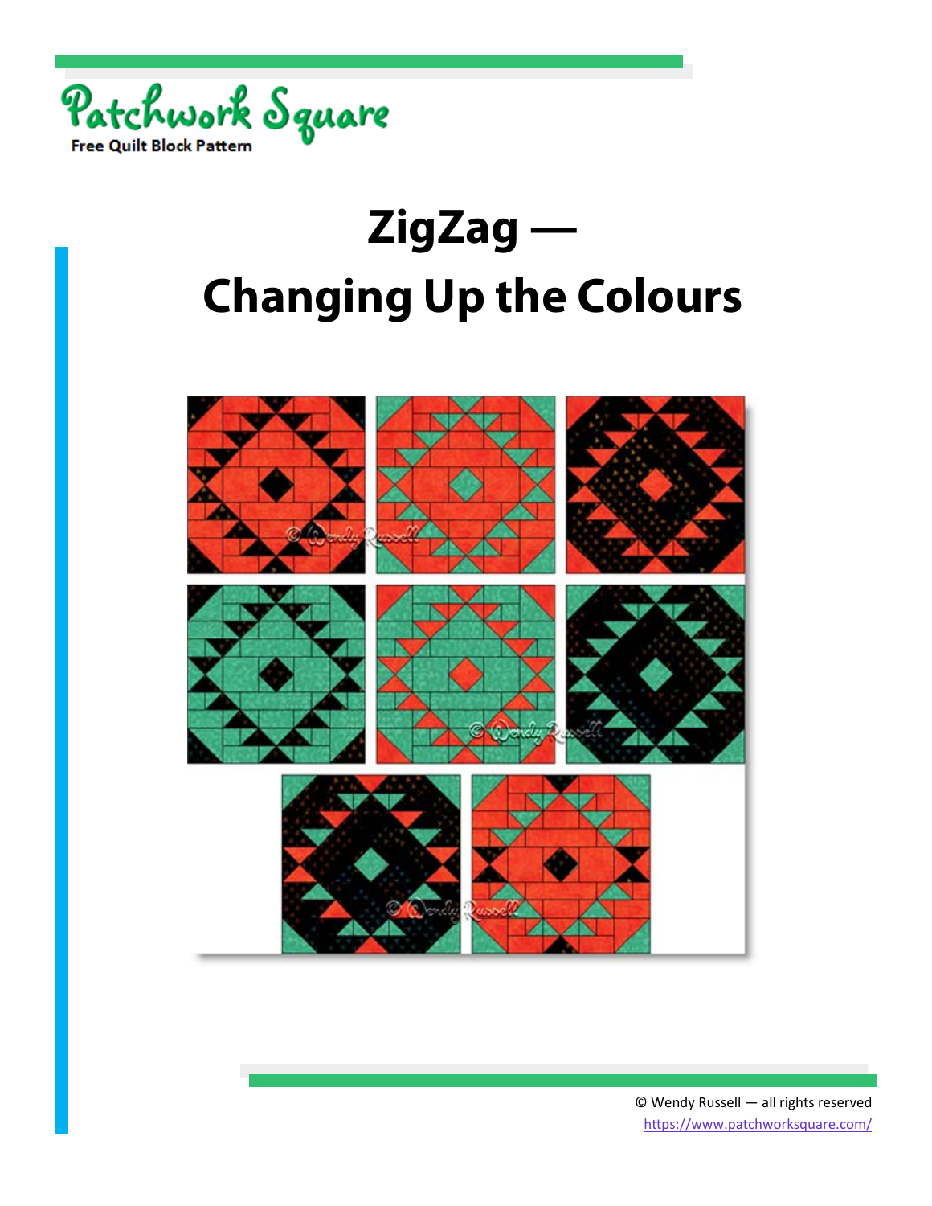Patchwork Square

Free Quilt Block Pattern

# ZigZag — Changing Up the Colours

© Wendy Russell — all rights reserved

https://www.patchworksquare.com/